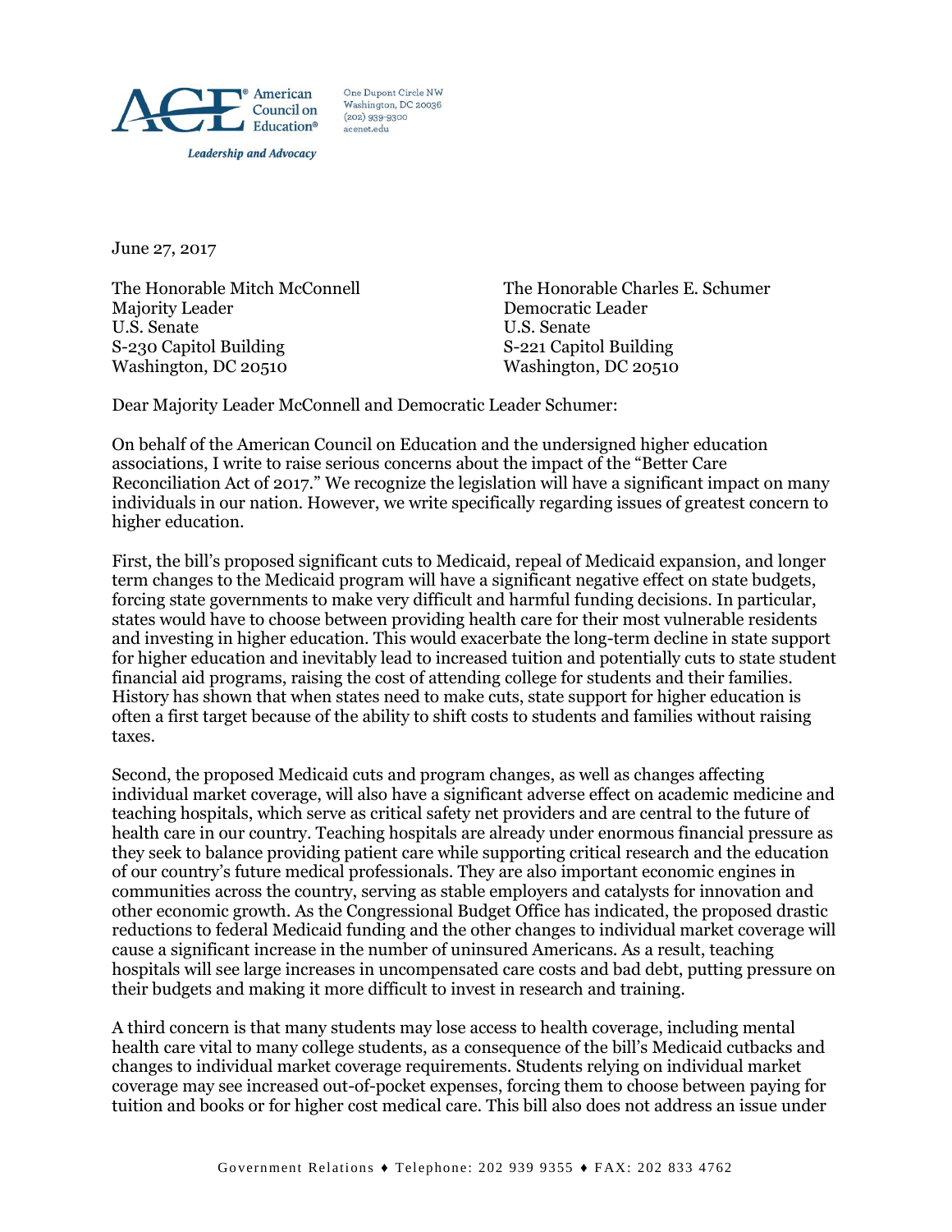American Council on Education®

One Dupont Circle NW
Washington, DC 20036
(202) 939-9300
acenet.edu

*Leadership and Advocacy*

June 27, 2017

The Honorable Mitch McConnell
Majority Leader
U.S. Senate
S-230 Capitol Building
Washington, DC 20510

The Honorable Charles E. Schumer
Democratic Leader
U.S. Senate
S-221 Capitol Building
Washington, DC 20510

Dear Majority Leader McConnell and Democratic Leader Schumer:

On behalf of the American Council on Education and the undersigned higher education associations, I write to raise serious concerns about the impact of the "Better Care Reconciliation Act of 2017." We recognize the legislation will have a significant impact on many individuals in our nation. However, we write specifically regarding issues of greatest concern to higher education.

First, the bill's proposed significant cuts to Medicaid, repeal of Medicaid expansion, and longer term changes to the Medicaid program will have a significant negative effect on state budgets, forcing state governments to make very difficult and harmful funding decisions. In particular, states would have to choose between providing health care for their most vulnerable residents and investing in higher education. This would exacerbate the long-term decline in state support for higher education and inevitably lead to increased tuition and potentially cuts to state student financial aid programs, raising the cost of attending college for students and their families. History has shown that when states need to make cuts, state support for higher education is often a first target because of the ability to shift costs to students and families without raising taxes.

Second, the proposed Medicaid cuts and program changes, as well as changes affecting individual market coverage, will also have a significant adverse effect on academic medicine and teaching hospitals, which serve as critical safety net providers and are central to the future of health care in our country. Teaching hospitals are already under enormous financial pressure as they seek to balance providing patient care while supporting critical research and the education of our country's future medical professionals. They are also important economic engines in communities across the country, serving as stable employers and catalysts for innovation and other economic growth. As the Congressional Budget Office has indicated, the proposed drastic reductions to federal Medicaid funding and the other changes to individual market coverage will cause a significant increase in the number of uninsured Americans. As a result, teaching hospitals will see large increases in uncompensated care costs and bad debt, putting pressure on their budgets and making it more difficult to invest in research and training.

A third concern is that many students may lose access to health coverage, including mental health care vital to many college students, as a consequence of the bill's Medicaid cutbacks and changes to individual market coverage requirements. Students relying on individual market coverage may see increased out-of-pocket expenses, forcing them to choose between paying for tuition and books or for higher cost medical care. This bill also does not address an issue under

Government Relations ♦ Telephone: 202 939 9355 ♦ FAX: 202 833 4762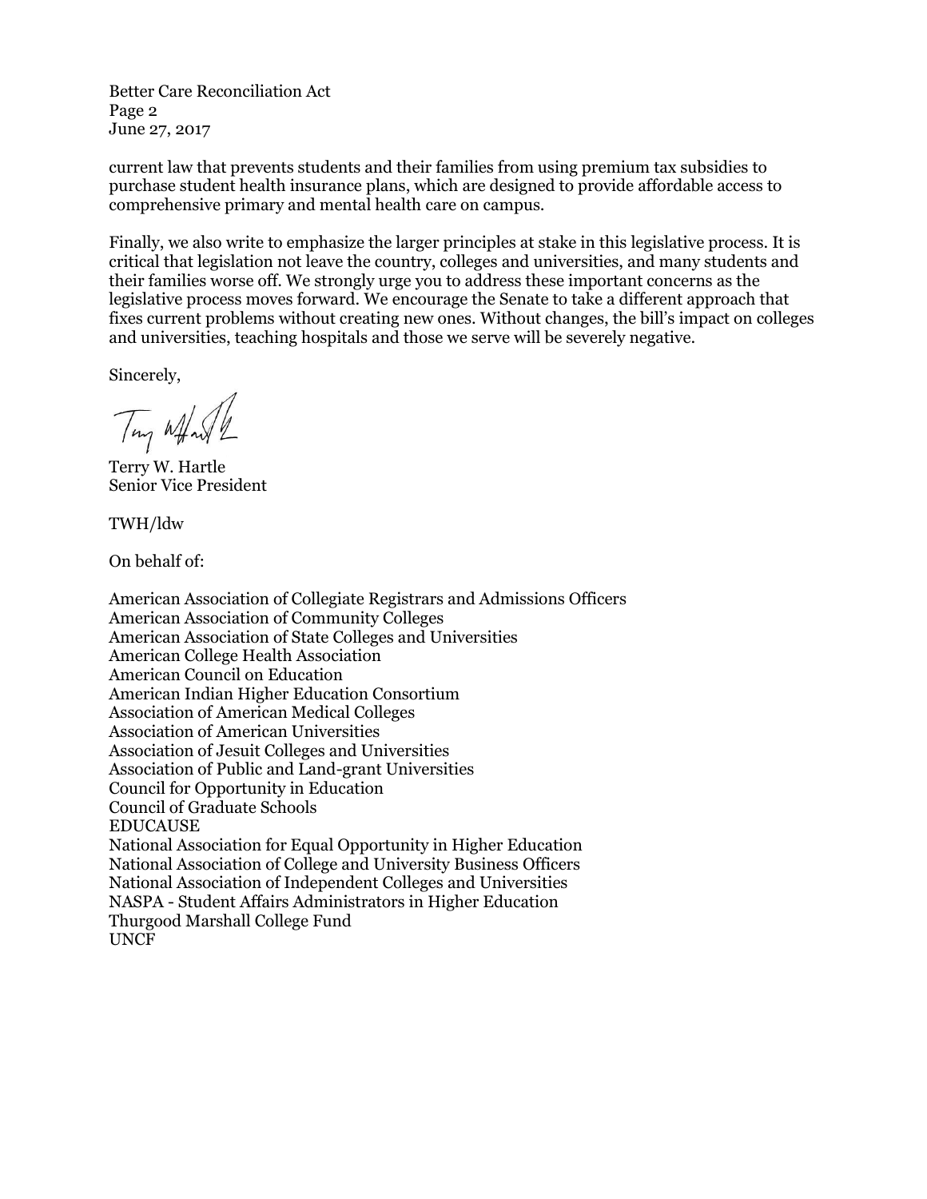current law that prevents students and their families from using premium tax subsidies to purchase student health insurance plans, which are designed to provide affordable access to comprehensive primary and mental health care on campus.

Finally, we also write to emphasize the larger principles at stake in this legislative process. It is critical that legislation not leave the country, colleges and universities, and many students and their families worse off. We strongly urge you to address these important concerns as the legislative process moves forward. We encourage the Senate to take a different approach that fixes current problems without creating new ones. Without changes, the bill's impact on colleges and universities, teaching hospitals and those we serve will be severely negative.

Sincerely,

Terry W. Hartle
Senior Vice President

TWH/ldw

On behalf of:

American Association of Collegiate Registrars and Admissions Officers
American Association of Community Colleges
American Association of State Colleges and Universities
American College Health Association
American Council on Education
American Indian Higher Education Consortium
Association of American Medical Colleges
Association of American Universities
Association of Jesuit Colleges and Universities
Association of Public and Land-grant Universities
Council for Opportunity in Education
Council of Graduate Schools
EDUCAUSE
National Association for Equal Opportunity in Higher Education
National Association of College and University Business Officers
National Association of Independent Colleges and Universities
NASPA - Student Affairs Administrators in Higher Education
Thurgood Marshall College Fund
UNCF